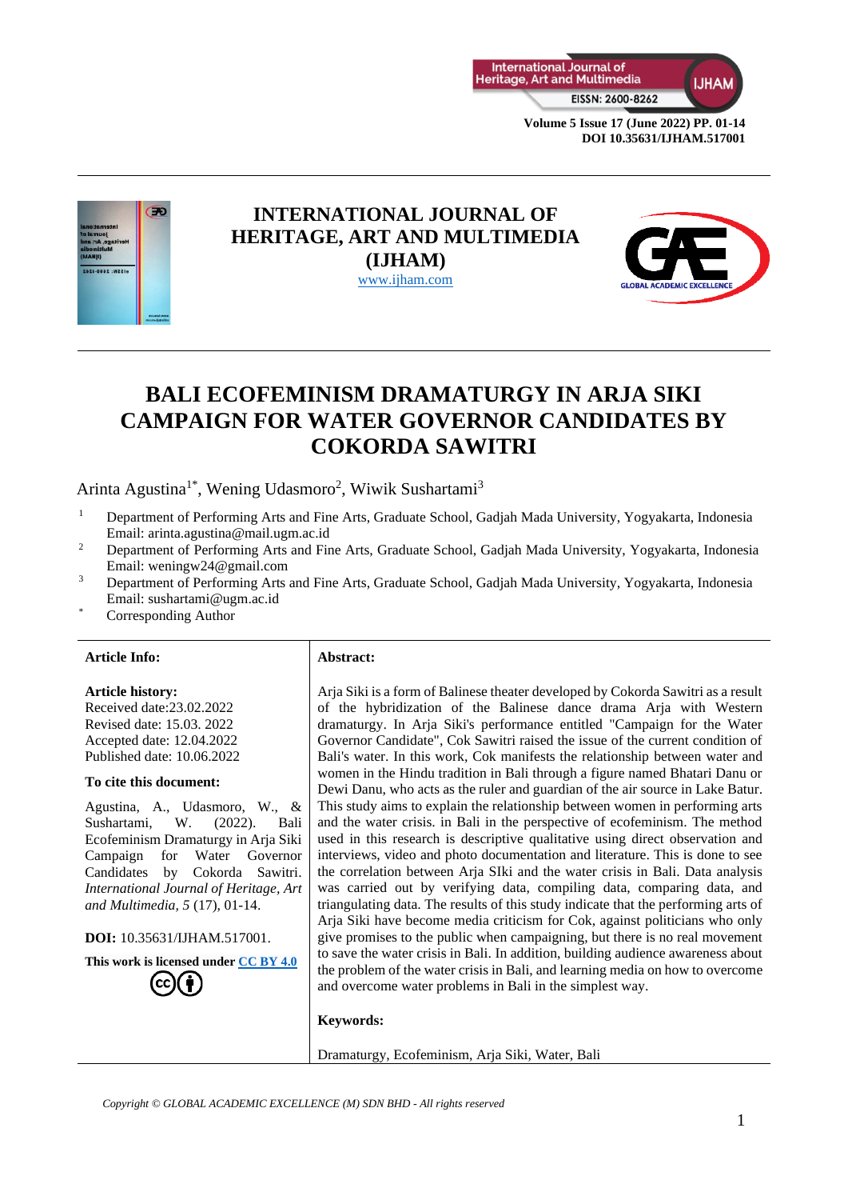# INTERNATIONAL JOURNAL OF HERITAGE, ART AND MULTIMEDIA (IJHAM)

www.ijham.com

# BALI ECOFEMINISM DRAMATURGY IN ARJA SIKI CAMPAIGN FOR WATER GOVERNOR CANDIDATES BY COKORDA SAWITRI

Arinta Agustina[1*], Wening Udasmoro[2], Wiwik Sushartami[3]

[1] Department of Performing Arts and Fine Arts, Graduate School, Gadjah Mada University, Yogyakarta, Indonesia
Email: arinta.agustina@mail.ugm.ac.id

[2] Department of Performing Arts and Fine Arts, Graduate School, Gadjah Mada University, Yogyakarta, Indonesia
Email: weningw24@gmail.com

[3] Department of Performing Arts and Fine Arts, Graduate School, Gadjah Mada University, Yogyakarta, Indonesia
Email: sushartami@ugm.ac.id

[*] Corresponding Author

**Article Info:**

**Article history:**
Received date:23.02.2022
Revised date: 15.03. 2022
Accepted date: 12.04.2022
Published date: 10.06.2022

**To cite this document:**

Agustina, A., Udasmoro, W., & Sushartami, W. (2022). Bali Ecofeminism Dramaturgy in Arja Siki Campaign for Water Governor Candidates by Cokorda Sawitri. *International Journal of Heritage, Art and Multimedia, 5* (17), 01-14.

**DOI:** 10.35631/IJHAM.517001.

**This work is licensed under CC BY 4.0**

**Abstract:**

Arja Siki is a form of Balinese theater developed by Cokorda Sawitri as a result of the hybridization of the Balinese dance drama Arja with Western dramaturgy. In Arja Siki's performance entitled "Campaign for the Water Governor Candidate", Cok Sawitri raised the issue of the current condition of Bali's water. In this work, Cok manifests the relationship between water and women in the Hindu tradition in Bali through a figure named Bhatari Danu or Dewi Danu, who acts as the ruler and guardian of the air source in Lake Batur. This study aims to explain the relationship between women in performing arts and the water crisis. in Bali in the perspective of ecofeminism. The method used in this research is descriptive qualitative using direct observation and interviews, video and photo documentation and literature. This is done to see the correlation between Arja SIki and the water crisis in Bali. Data analysis was carried out by verifying data, compiling data, comparing data, and triangulating data. The results of this study indicate that the performing arts of Arja Siki have become media criticism for Cok, against politicians who only give promises to the public when campaigning, but there is no real movement to save the water crisis in Bali. In addition, building audience awareness about the problem of the water crisis in Bali, and learning media on how to overcome and overcome water problems in Bali in the simplest way.

**Keywords:**

Dramaturgy, Ecofeminism, Arja Siki, Water, Bali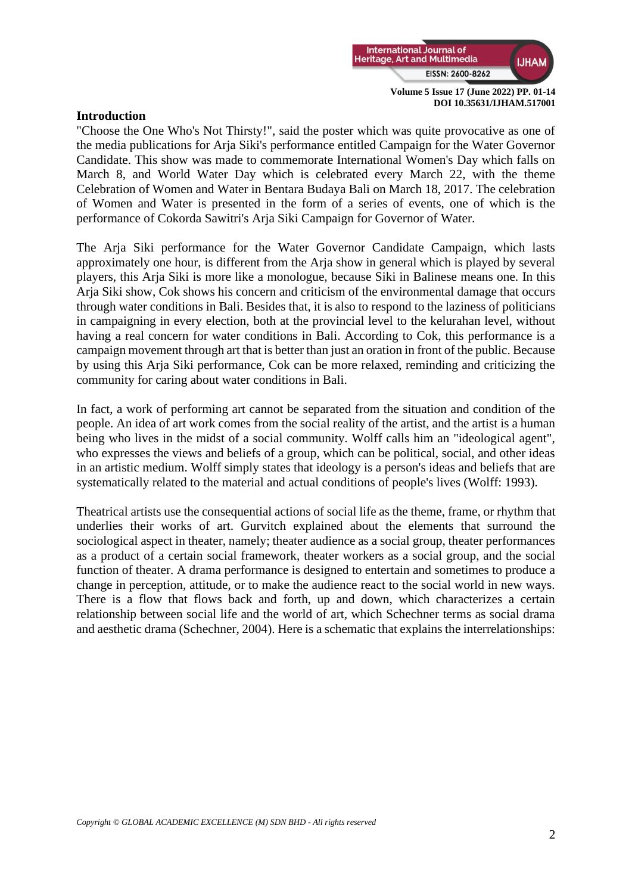## Introduction

"Choose the One Who's Not Thirsty!", said the poster which was quite provocative as one of the media publications for Arja Siki's performance entitled Campaign for the Water Governor Candidate. This show was made to commemorate International Women's Day which falls on March 8, and World Water Day which is celebrated every March 22, with the theme Celebration of Women and Water in Bentara Budaya Bali on March 18, 2017. The celebration of Women and Water is presented in the form of a series of events, one of which is the performance of Cokorda Sawitri's Arja Siki Campaign for Governor of Water.

The Arja Siki performance for the Water Governor Candidate Campaign, which lasts approximately one hour, is different from the Arja show in general which is played by several players, this Arja Siki is more like a monologue, because Siki in Balinese means one. In this Arja Siki show, Cok shows his concern and criticism of the environmental damage that occurs through water conditions in Bali. Besides that, it is also to respond to the laziness of politicians in campaigning in every election, both at the provincial level to the kelurahan level, without having a real concern for water conditions in Bali. According to Cok, this performance is a campaign movement through art that is better than just an oration in front of the public. Because by using this Arja Siki performance, Cok can be more relaxed, reminding and criticizing the community for caring about water conditions in Bali.

In fact, a work of performing art cannot be separated from the situation and condition of the people. An idea of art work comes from the social reality of the artist, and the artist is a human being who lives in the midst of a social community. Wolff calls him an "ideological agent", who expresses the views and beliefs of a group, which can be political, social, and other ideas in an artistic medium. Wolff simply states that ideology is a person's ideas and beliefs that are systematically related to the material and actual conditions of people's lives (Wolff: 1993).

Theatrical artists use the consequential actions of social life as the theme, frame, or rhythm that underlies their works of art. Gurvitch explained about the elements that surround the sociological aspect in theater, namely; theater audience as a social group, theater performances as a product of a certain social framework, theater workers as a social group, and the social function of theater. A drama performance is designed to entertain and sometimes to produce a change in perception, attitude, or to make the audience react to the social world in new ways. There is a flow that flows back and forth, up and down, which characterizes a certain relationship between social life and the world of art, which Schechner terms as social drama and aesthetic drama (Schechner, 2004). Here is a schematic that explains the interrelationships: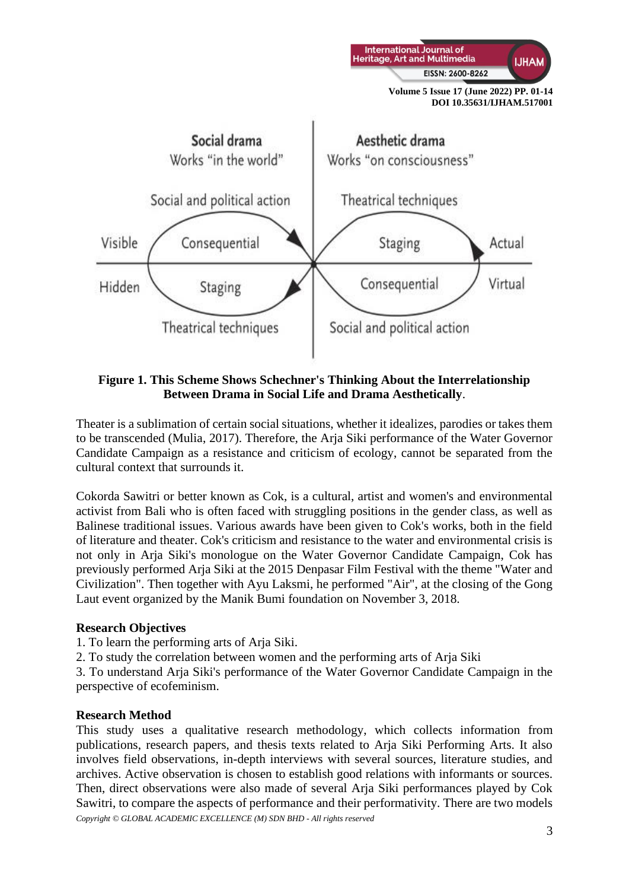Social drama
Works "in the world"

Aesthetic drama
Works "on consciousness"

Social and political action | Theatrical techniques

Visible | Consequential | Staging | Actual

Hidden | Staging | Consequential | Virtual

Theatrical techniques | Social and political action

**Figure 1. This Scheme Shows Schechner's Thinking About the Interrelationship Between Drama in Social Life and Drama Aesthetically**.

Theater is a sublimation of certain social situations, whether it idealizes, parodies or takes them to be transcended (Mulia, 2017). Therefore, the Arja Siki performance of the Water Governor Candidate Campaign as a resistance and criticism of ecology, cannot be separated from the cultural context that surrounds it.

Cokorda Sawitri or better known as Cok, is a cultural, artist and women's and environmental activist from Bali who is often faced with struggling positions in the gender class, as well as Balinese traditional issues. Various awards have been given to Cok's works, both in the field of literature and theater. Cok's criticism and resistance to the water and environmental crisis is not only in Arja Siki's monologue on the Water Governor Candidate Campaign, Cok has previously performed Arja Siki at the 2015 Denpasar Film Festival with the theme "Water and Civilization". Then together with Ayu Laksmi, he performed "Air", at the closing of the Gong Laut event organized by the Manik Bumi foundation on November 3, 2018.

**Research Objectives**

1. To learn the performing arts of Arja Siki.
2. To study the correlation between women and the performing arts of Arja Siki
3. To understand Arja Siki's performance of the Water Governor Candidate Campaign in the perspective of ecofeminism.

**Research Method**

This study uses a qualitative research methodology, which collects information from publications, research papers, and thesis texts related to Arja Siki Performing Arts. It also involves field observations, in-depth interviews with several sources, literature studies, and archives. Active observation is chosen to establish good relations with informants or sources. Then, direct observations were also made of several Arja Siki performances played by Cok Sawitri, to compare the aspects of performance and their performativity. There are two models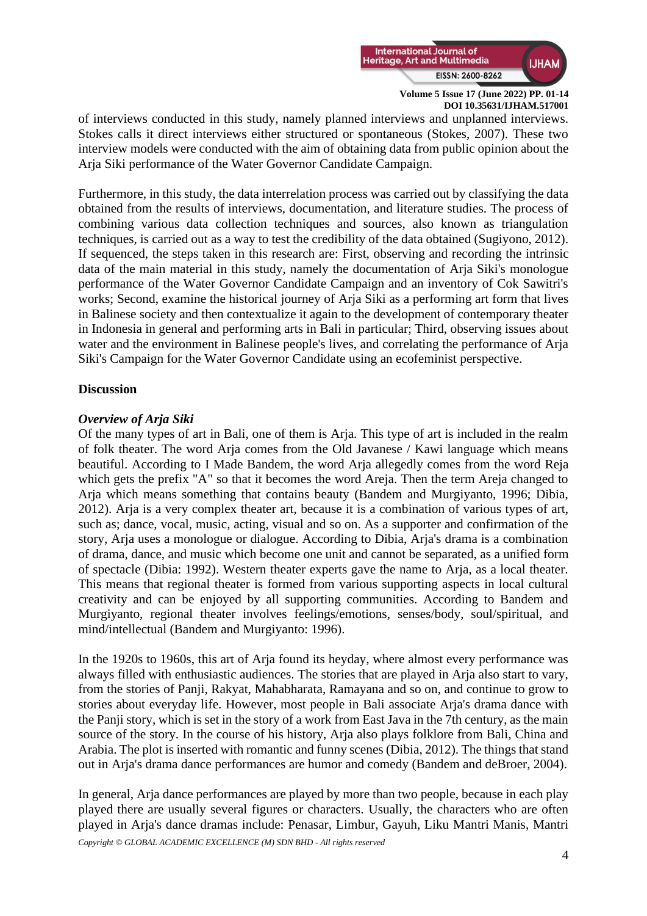of interviews conducted in this study, namely planned interviews and unplanned interviews. Stokes calls it direct interviews either structured or spontaneous (Stokes, 2007). These two interview models were conducted with the aim of obtaining data from public opinion about the Arja Siki performance of the Water Governor Candidate Campaign.

Furthermore, in this study, the data interrelation process was carried out by classifying the data obtained from the results of interviews, documentation, and literature studies. The process of combining various data collection techniques and sources, also known as triangulation techniques, is carried out as a way to test the credibility of the data obtained (Sugiyono, 2012). If sequenced, the steps taken in this research are: First, observing and recording the intrinsic data of the main material in this study, namely the documentation of Arja Siki's monologue performance of the Water Governor Candidate Campaign and an inventory of Cok Sawitri's works; Second, examine the historical journey of Arja Siki as a performing art form that lives in Balinese society and then contextualize it again to the development of contemporary theater in Indonesia in general and performing arts in Bali in particular; Third, observing issues about water and the environment in Balinese people's lives, and correlating the performance of Arja Siki's Campaign for the Water Governor Candidate using an ecofeminist perspective.

## Discussion

### *Overview of Arja Siki*

Of the many types of art in Bali, one of them is Arja. This type of art is included in the realm of folk theater. The word Arja comes from the Old Javanese / Kawi language which means beautiful. According to I Made Bandem, the word Arja allegedly comes from the word Reja which gets the prefix "A" so that it becomes the word Areja. Then the term Areja changed to Arja which means something that contains beauty (Bandem and Murgiyanto, 1996; Dibia, 2012). Arja is a very complex theater art, because it is a combination of various types of art, such as; dance, vocal, music, acting, visual and so on. As a supporter and confirmation of the story, Arja uses a monologue or dialogue. According to Dibia, Arja's drama is a combination of drama, dance, and music which become one unit and cannot be separated, as a unified form of spectacle (Dibia: 1992). Western theater experts gave the name to Arja, as a local theater. This means that regional theater is formed from various supporting aspects in local cultural creativity and can be enjoyed by all supporting communities. According to Bandem and Murgiyanto, regional theater involves feelings/emotions, senses/body, soul/spiritual, and mind/intellectual (Bandem and Murgiyanto: 1996).

In the 1920s to 1960s, this art of Arja found its heyday, where almost every performance was always filled with enthusiastic audiences. The stories that are played in Arja also start to vary, from the stories of Panji, Rakyat, Mahabharata, Ramayana and so on, and continue to grow to stories about everyday life. However, most people in Bali associate Arja's drama dance with the Panji story, which is set in the story of a work from East Java in the 7th century, as the main source of the story. In the course of his history, Arja also plays folklore from Bali, China and Arabia. The plot is inserted with romantic and funny scenes (Dibia, 2012). The things that stand out in Arja's drama dance performances are humor and comedy (Bandem and deBroer, 2004).

In general, Arja dance performances are played by more than two people, because in each play played there are usually several figures or characters. Usually, the characters who are often played in Arja's dance dramas include: Penasar, Limbur, Gayuh, Liku Mantri Manis, Mantri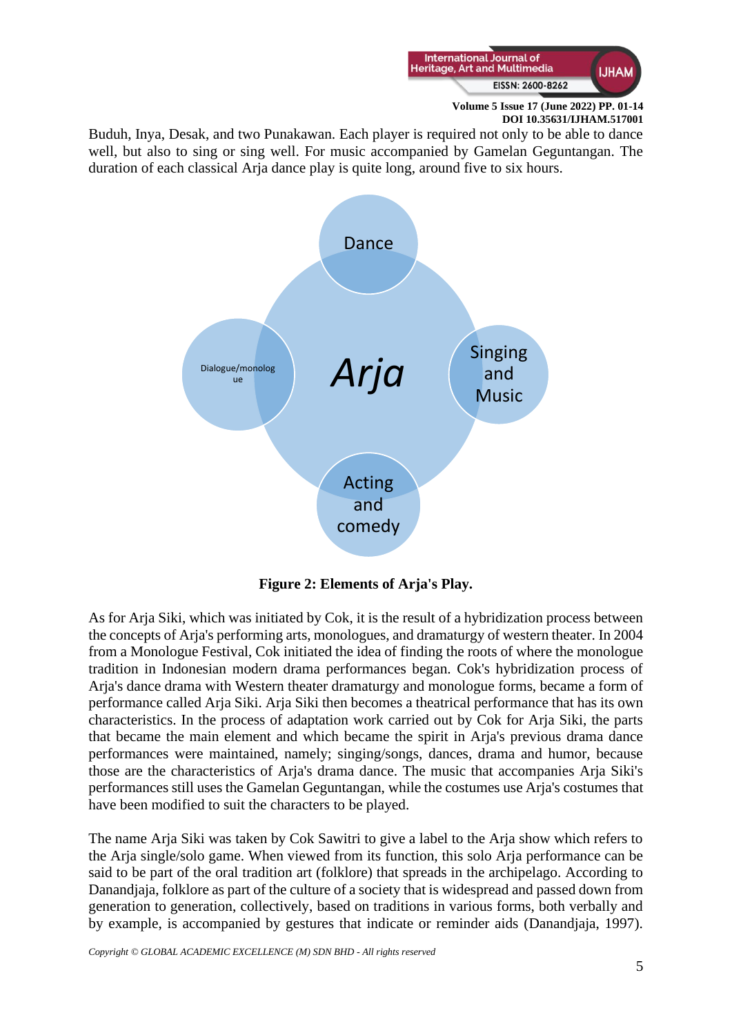Buduh, Inya, Desak, and two Punakawan. Each player is required not only to be able to dance well, but also to sing or sing well. For music accompanied by Gamelan Geguntangan. The duration of each classical Arja dance play is quite long, around five to six hours.

Dance

Dialogue/monologue

*Arja*

Singing and Music

Acting and comedy

**Figure 2: Elements of Arja's Play.**

As for Arja Siki, which was initiated by Cok, it is the result of a hybridization process between the concepts of Arja's performing arts, monologues, and dramaturgy of western theater. In 2004 from a Monologue Festival, Cok initiated the idea of finding the roots of where the monologue tradition in Indonesian modern drama performances began. Cok's hybridization process of Arja's dance drama with Western theater dramaturgy and monologue forms, became a form of performance called Arja Siki. Arja Siki then becomes a theatrical performance that has its own characteristics. In the process of adaptation work carried out by Cok for Arja Siki, the parts that became the main element and which became the spirit in Arja's previous drama dance performances were maintained, namely; singing/songs, dances, drama and humor, because those are the characteristics of Arja's drama dance. The music that accompanies Arja Siki's performances still uses the Gamelan Geguntangan, while the costumes use Arja's costumes that have been modified to suit the characters to be played.

The name Arja Siki was taken by Cok Sawitri to give a label to the Arja show which refers to the Arja single/solo game. When viewed from its function, this solo Arja performance can be said to be part of the oral tradition art (folklore) that spreads in the archipelago. According to Danandjaja, folklore as part of the culture of a society that is widespread and passed down from generation to generation, collectively, based on traditions in various forms, both verbally and by example, is accompanied by gestures that indicate or reminder aids (Danandjaja, 1997).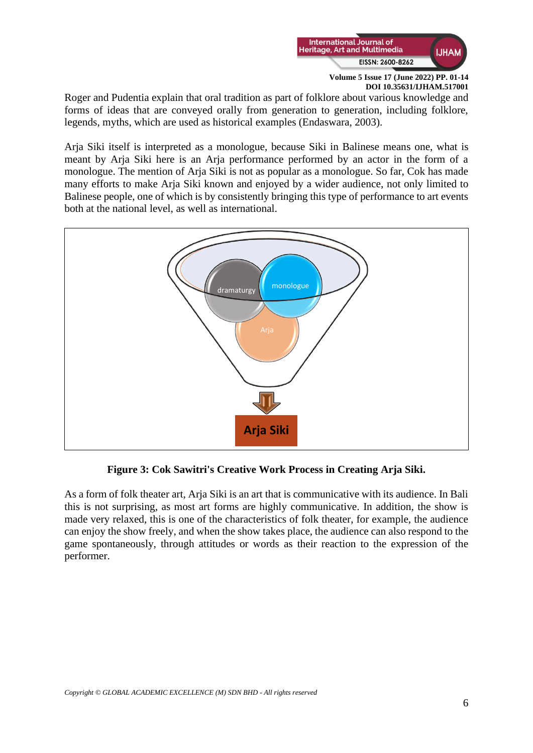Roger and Pudentia explain that oral tradition as part of folklore about various knowledge and forms of ideas that are conveyed orally from generation to generation, including folklore, legends, myths, which are used as historical examples (Endaswara, 2003).

Arja Siki itself is interpreted as a monologue, because Siki in Balinese means one, what is meant by Arja Siki here is an Arja performance performed by an actor in the form of a monologue. The mention of Arja Siki is not as popular as a monologue. So far, Cok has made many efforts to make Arja Siki known and enjoyed by a wider audience, not only limited to Balinese people, one of which is by consistently bringing this type of performance to art events both at the national level, as well as international.

dramaturgy

monologue

Arja

Arja Siki

**Figure 3: Cok Sawitri's Creative Work Process in Creating Arja Siki.**

As a form of folk theater art, Arja Siki is an art that is communicative with its audience. In Bali this is not surprising, as most art forms are highly communicative. In addition, the show is made very relaxed, this is one of the characteristics of folk theater, for example, the audience can enjoy the show freely, and when the show takes place, the audience can also respond to the game spontaneously, through attitudes or words as their reaction to the expression of the performer.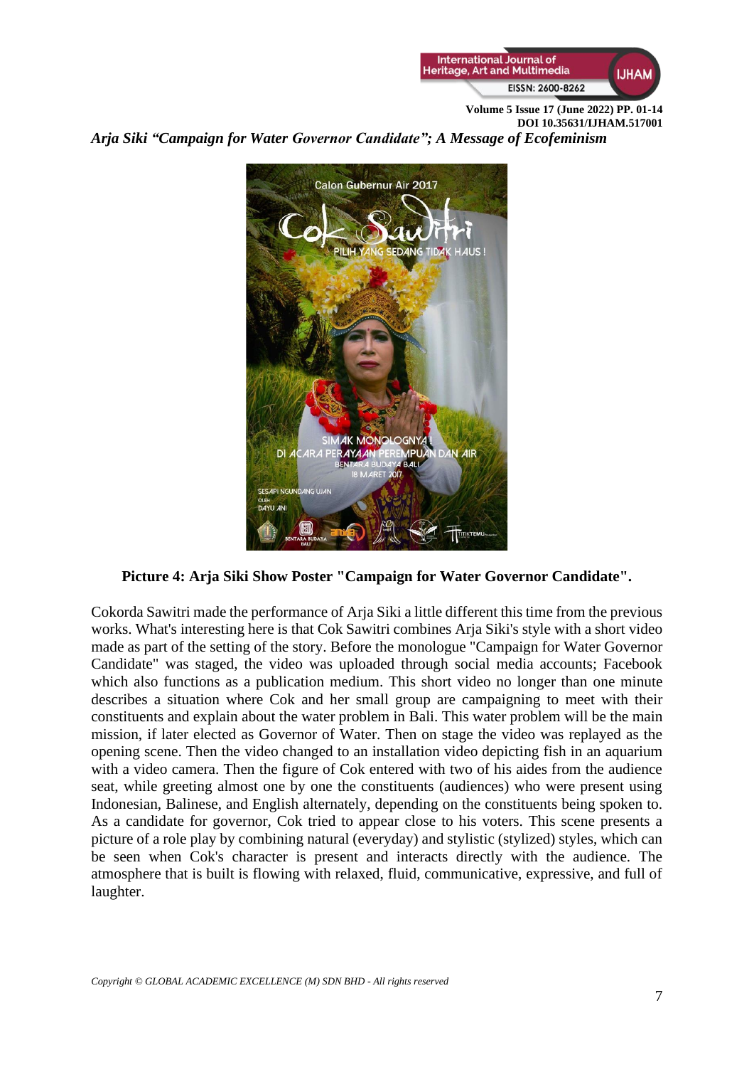**Picture 4: Arja Siki Show Poster "Campaign for Water Governor Candidate".**

Cokorda Sawitri made the performance of Arja Siki a little different this time from the previous works. What's interesting here is that Cok Sawitri combines Arja Siki's style with a short video made as part of the setting of the story. Before the monologue "Campaign for Water Governor Candidate" was staged, the video was uploaded through social media accounts; Facebook which also functions as a publication medium. This short video no longer than one minute describes a situation where Cok and her small group are campaigning to meet with their constituents and explain about the water problem in Bali. This water problem will be the main mission, if later elected as Governor of Water. Then on stage the video was replayed as the opening scene. Then the video changed to an installation video depicting fish in an aquarium with a video camera. Then the figure of Cok entered with two of his aides from the audience seat, while greeting almost one by one the constituents (audiences) who were present using Indonesian, Balinese, and English alternately, depending on the constituents being spoken to. As a candidate for governor, Cok tried to appear close to his voters. This scene presents a picture of a role play by combining natural (everyday) and stylistic (stylized) styles, which can be seen when Cok's character is present and interacts directly with the audience. The atmosphere that is built is flowing with relaxed, fluid, communicative, expressive, and full of laughter.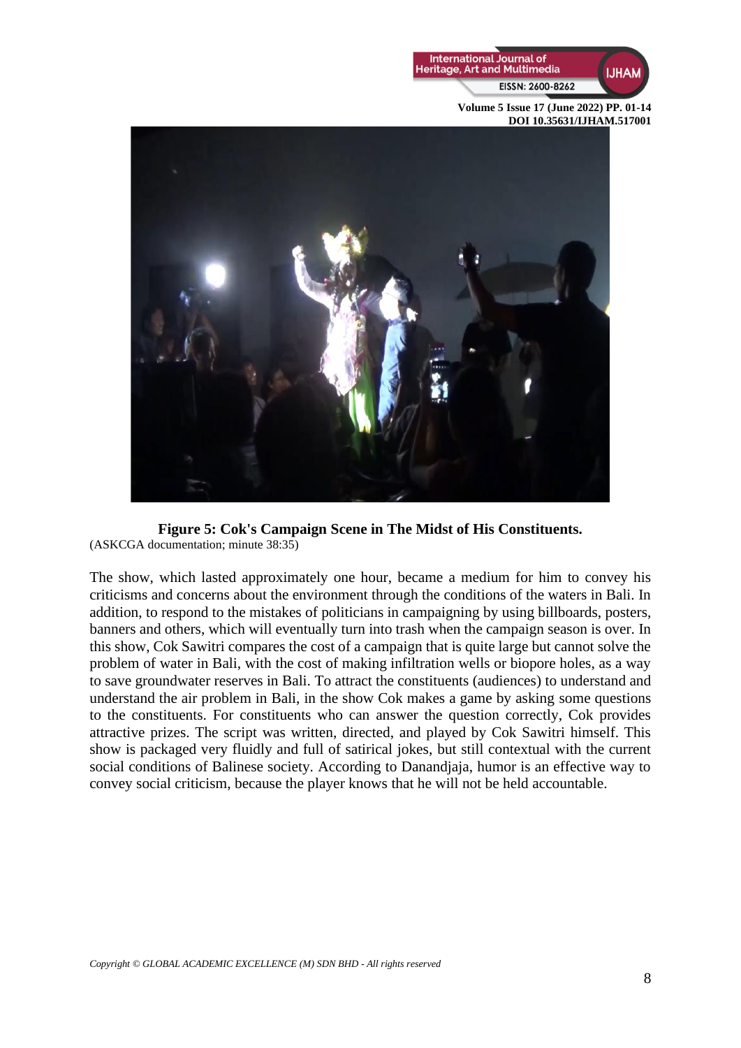**Figure 5: Cok's Campaign Scene in The Midst of His Constituents.**
(ASKCGA documentation; minute 38:35)

The show, which lasted approximately one hour, became a medium for him to convey his criticisms and concerns about the environment through the conditions of the waters in Bali. In addition, to respond to the mistakes of politicians in campaigning by using billboards, posters, banners and others, which will eventually turn into trash when the campaign season is over. In this show, Cok Sawitri compares the cost of a campaign that is quite large but cannot solve the problem of water in Bali, with the cost of making infiltration wells or biopore holes, as a way to save groundwater reserves in Bali. To attract the constituents (audiences) to understand and understand the air problem in Bali, in the show Cok makes a game by asking some questions to the constituents. For constituents who can answer the question correctly, Cok provides attractive prizes. The script was written, directed, and played by Cok Sawitri himself. This show is packaged very fluidly and full of satirical jokes, but still contextual with the current social conditions of Balinese society. According to Danandjaja, humor is an effective way to convey social criticism, because the player knows that he will not be held accountable.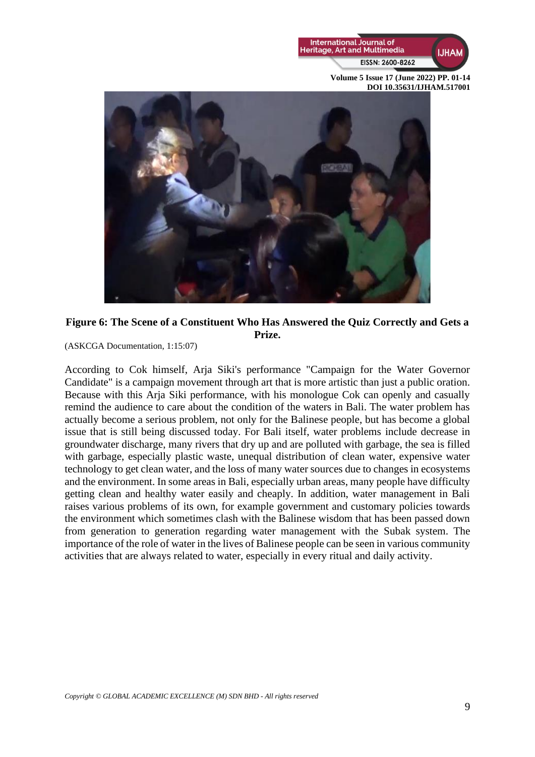**Figure 6: The Scene of a Constituent Who Has Answered the Quiz Correctly and Gets a Prize.**

(ASKCGA Documentation, 1:15:07)

According to Cok himself, Arja Siki's performance "Campaign for the Water Governor Candidate" is a campaign movement through art that is more artistic than just a public oration. Because with this Arja Siki performance, with his monologue Cok can openly and casually remind the audience to care about the condition of the waters in Bali. The water problem has actually become a serious problem, not only for the Balinese people, but has become a global issue that is still being discussed today. For Bali itself, water problems include decrease in groundwater discharge, many rivers that dry up and are polluted with garbage, the sea is filled with garbage, especially plastic waste, unequal distribution of clean water, expensive water technology to get clean water, and the loss of many water sources due to changes in ecosystems and the environment. In some areas in Bali, especially urban areas, many people have difficulty getting clean and healthy water easily and cheaply. In addition, water management in Bali raises various problems of its own, for example government and customary policies towards the environment which sometimes clash with the Balinese wisdom that has been passed down from generation to generation regarding water management with the Subak system. The importance of the role of water in the lives of Balinese people can be seen in various community activities that are always related to water, especially in every ritual and daily activity.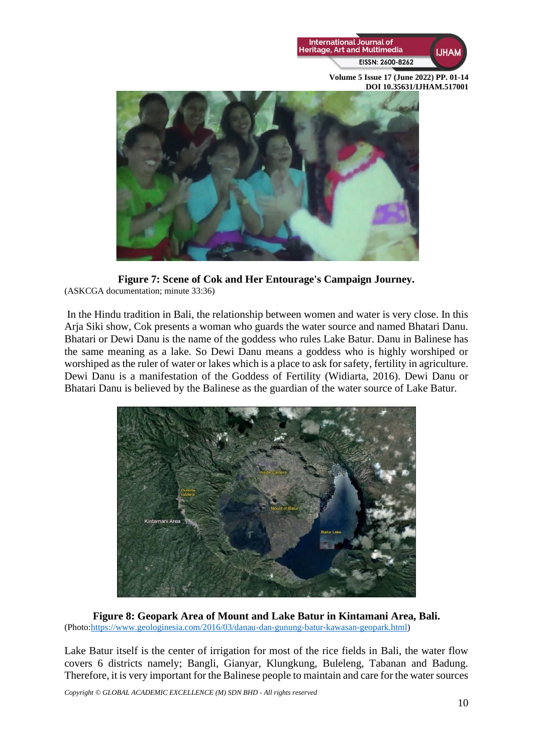**Figure 7: Scene of Cok and Her Entourage's Campaign Journey.**
(ASKCGA documentation; minute 33:36)

In the Hindu tradition in Bali, the relationship between women and water is very close. In this Arja Siki show, Cok presents a woman who guards the water source and named Bhatari Danu. Bhatari or Dewi Danu is the name of the goddess who rules Lake Batur. Danu in Balinese has the same meaning as a lake. So Dewi Danu means a goddess who is highly worshiped or worshiped as the ruler of water or lakes which is a place to ask for safety, fertility in agriculture. Dewi Danu is a manifestation of the Goddess of Fertility (Widiarta, 2016). Dewi Danu or Bhatari Danu is believed by the Balinese as the guardian of the water source of Lake Batur.

**Figure 8: Geopark Area of Mount and Lake Batur in Kintamani Area, Bali.**
(Photo:https://www.geologinesia.com/2016/03/danau-dan-gunung-batur-kawasan-geopark.html)

Lake Batur itself is the center of irrigation for most of the rice fields in Bali, the water flow covers 6 districts namely; Bangli, Gianyar, Klungkung, Buleleng, Tabanan and Badung. Therefore, it is very important for the Balinese people to maintain and care for the water sources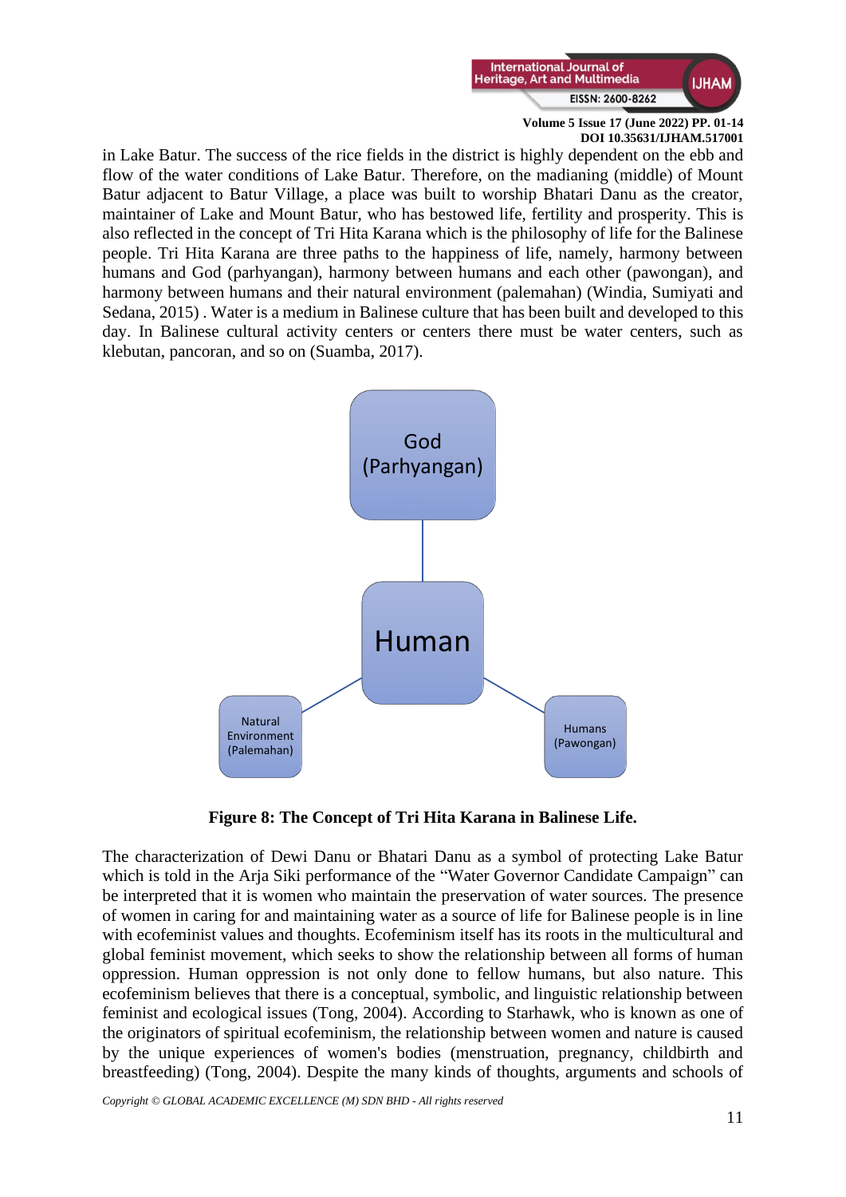in Lake Batur. The success of the rice fields in the district is highly dependent on the ebb and flow of the water conditions of Lake Batur. Therefore, on the madianing (middle) of Mount Batur adjacent to Batur Village, a place was built to worship Bhatari Danu as the creator, maintainer of Lake and Mount Batur, who has bestowed life, fertility and prosperity. This is also reflected in the concept of Tri Hita Karana which is the philosophy of life for the Balinese people. Tri Hita Karana are three paths to the happiness of life, namely, harmony between humans and God (parhyangan), harmony between humans and each other (pawongan), and harmony between humans and their natural environment (palemahan) (Windia, Sumiyati and Sedana, 2015) . Water is a medium in Balinese culture that has been built and developed to this day. In Balinese cultural activity centers or centers there must be water centers, such as klebutan, pancoran, and so on (Suamba, 2017).

God (Parhyangan)

Human

Natural Environment (Palemahan)

Humans (Pawongan)

**Figure 8: The Concept of Tri Hita Karana in Balinese Life.**

The characterization of Dewi Danu or Bhatari Danu as a symbol of protecting Lake Batur which is told in the Arja Siki performance of the "Water Governor Candidate Campaign" can be interpreted that it is women who maintain the preservation of water sources. The presence of women in caring for and maintaining water as a source of life for Balinese people is in line with ecofeminist values and thoughts. Ecofeminism itself has its roots in the multicultural and global feminist movement, which seeks to show the relationship between all forms of human oppression. Human oppression is not only done to fellow humans, but also nature. This ecofeminism believes that there is a conceptual, symbolic, and linguistic relationship between feminist and ecological issues (Tong, 2004). According to Starhawk, who is known as one of the originators of spiritual ecofeminism, the relationship between women and nature is caused by the unique experiences of women's bodies (menstruation, pregnancy, childbirth and breastfeeding) (Tong, 2004). Despite the many kinds of thoughts, arguments and schools of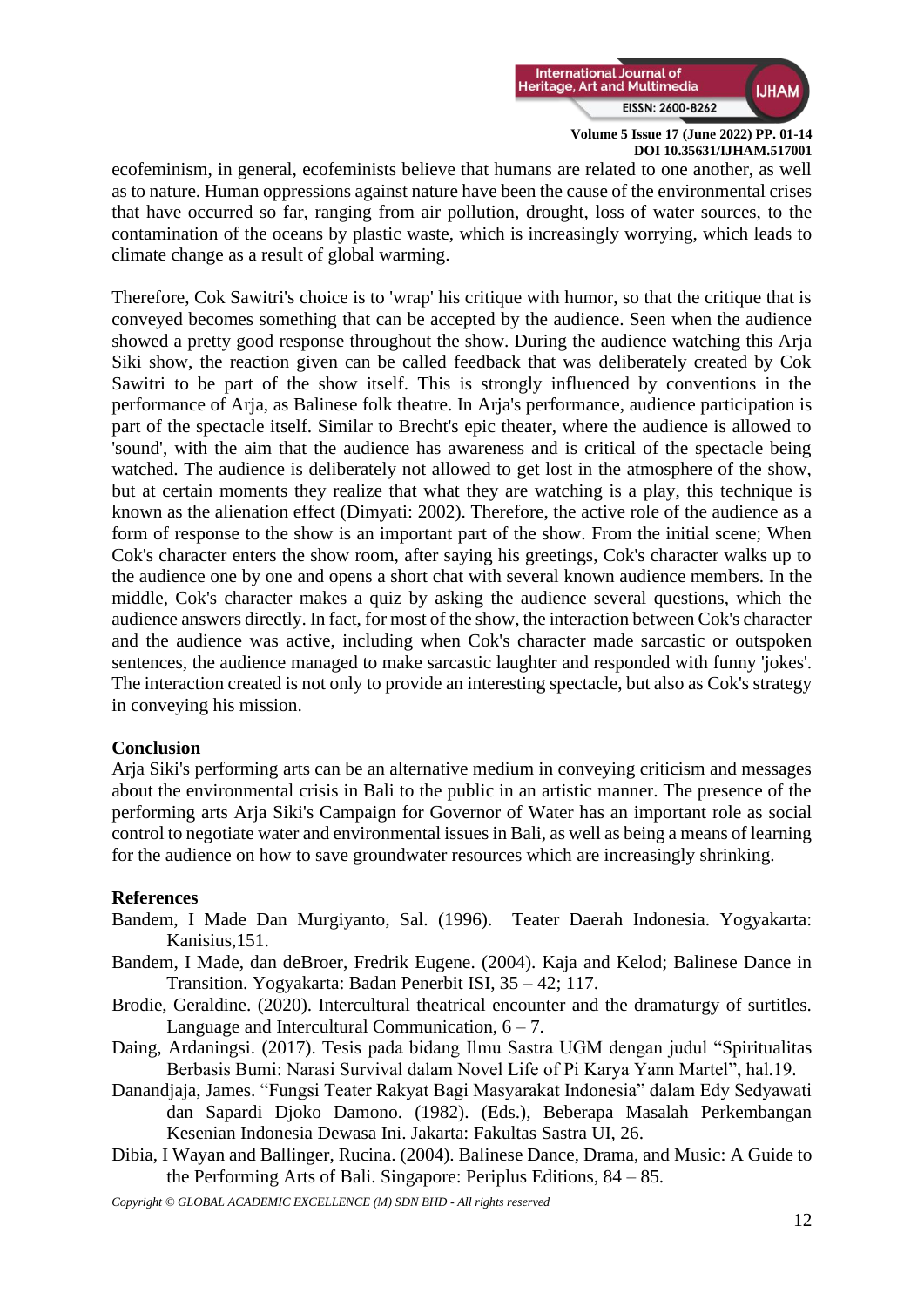ecofeminism, in general, ecofeminists believe that humans are related to one another, as well as to nature. Human oppressions against nature have been the cause of the environmental crises that have occurred so far, ranging from air pollution, drought, loss of water sources, to the contamination of the oceans by plastic waste, which is increasingly worrying, which leads to climate change as a result of global warming.

Therefore, Cok Sawitri's choice is to 'wrap' his critique with humor, so that the critique that is conveyed becomes something that can be accepted by the audience. Seen when the audience showed a pretty good response throughout the show. During the audience watching this Arja Siki show, the reaction given can be called feedback that was deliberately created by Cok Sawitri to be part of the show itself. This is strongly influenced by conventions in the performance of Arja, as Balinese folk theatre. In Arja's performance, audience participation is part of the spectacle itself. Similar to Brecht's epic theater, where the audience is allowed to 'sound', with the aim that the audience has awareness and is critical of the spectacle being watched. The audience is deliberately not allowed to get lost in the atmosphere of the show, but at certain moments they realize that what they are watching is a play, this technique is known as the alienation effect (Dimyati: 2002). Therefore, the active role of the audience as a form of response to the show is an important part of the show. From the initial scene; When Cok's character enters the show room, after saying his greetings, Cok's character walks up to the audience one by one and opens a short chat with several known audience members. In the middle, Cok's character makes a quiz by asking the audience several questions, which the audience answers directly. In fact, for most of the show, the interaction between Cok's character and the audience was active, including when Cok's character made sarcastic or outspoken sentences, the audience managed to make sarcastic laughter and responded with funny 'jokes'. The interaction created is not only to provide an interesting spectacle, but also as Cok's strategy in conveying his mission.

## Conclusion

Arja Siki's performing arts can be an alternative medium in conveying criticism and messages about the environmental crisis in Bali to the public in an artistic manner. The presence of the performing arts Arja Siki's Campaign for Governor of Water has an important role as social control to negotiate water and environmental issues in Bali, as well as being a means of learning for the audience on how to save groundwater resources which are increasingly shrinking.

## References

Bandem, I Made Dan Murgiyanto, Sal. (1996). Teater Daerah Indonesia. Yogyakarta: Kanisius,151.

Bandem, I Made, dan deBroer, Fredrik Eugene. (2004). Kaja and Kelod; Balinese Dance in Transition. Yogyakarta: Badan Penerbit ISI, 35 – 42; 117.

Brodie, Geraldine. (2020). Intercultural theatrical encounter and the dramaturgy of surtitles. Language and Intercultural Communication, 6 – 7.

Daing, Ardaningsi. (2017). Tesis pada bidang Ilmu Sastra UGM dengan judul "Spiritualitas Berbasis Bumi: Narasi Survival dalam Novel Life of Pi Karya Yann Martel", hal.19.

Danandjaja, James. "Fungsi Teater Rakyat Bagi Masyarakat Indonesia" dalam Edy Sedyawati dan Sapardi Djoko Damono. (1982). (Eds.), Beberapa Masalah Perkembangan Kesenian Indonesia Dewasa Ini. Jakarta: Fakultas Sastra UI, 26.

Dibia, I Wayan and Ballinger, Rucina. (2004). Balinese Dance, Drama, and Music: A Guide to the Performing Arts of Bali. Singapore: Periplus Editions, 84 – 85.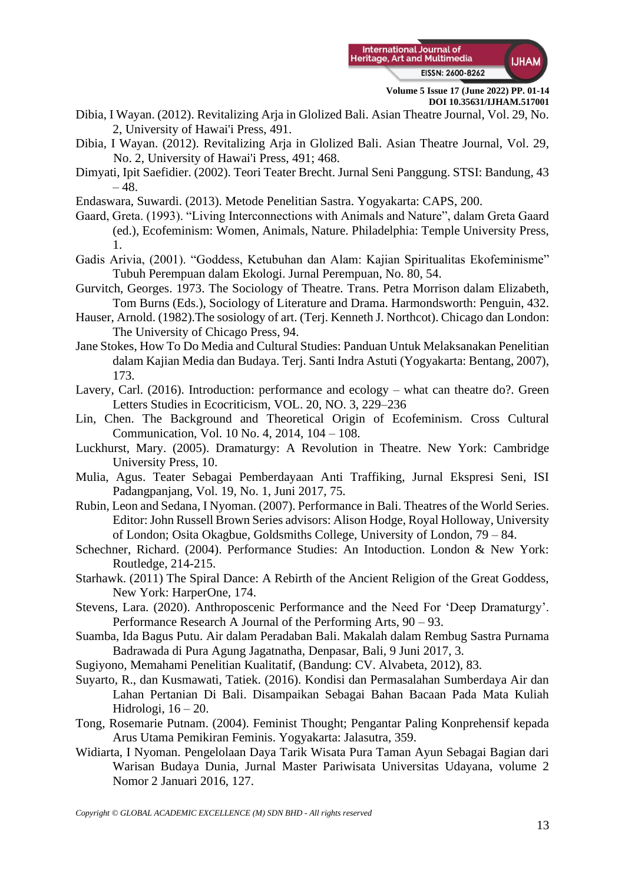Dibia, I Wayan. (2012). Revitalizing Arja in Glolized Bali. Asian Theatre Journal, Vol. 29, No. 2, University of Hawai'i Press, 491.

Dibia, I Wayan. (2012). Revitalizing Arja in Glolized Bali. Asian Theatre Journal, Vol. 29, No. 2, University of Hawai'i Press, 491; 468.

Dimyati, Ipit Saefidier. (2002). Teori Teater Brecht. Jurnal Seni Panggung. STSI: Bandung, 43 – 48.

Endaswara, Suwardi. (2013). Metode Penelitian Sastra. Yogyakarta: CAPS, 200.

Gaard, Greta. (1993). "Living Interconnections with Animals and Nature", dalam Greta Gaard (ed.), Ecofeminism: Women, Animals, Nature. Philadelphia: Temple University Press, 1.

Gadis Arivia, (2001). "Goddess, Ketubuhan dan Alam: Kajian Spiritualitas Ekofeminisme" Tubuh Perempuan dalam Ekologi. Jurnal Perempuan, No. 80, 54.

Gurvitch, Georges. 1973. The Sociology of Theatre. Trans. Petra Morrison dalam Elizabeth, Tom Burns (Eds.), Sociology of Literature and Drama. Harmondsworth: Penguin, 432.

Hauser, Arnold. (1982).The sosiology of art. (Terj. Kenneth J. Northcot). Chicago dan London: The University of Chicago Press, 94.

Jane Stokes, How To Do Media and Cultural Studies: Panduan Untuk Melaksanakan Penelitian dalam Kajian Media dan Budaya. Terj. Santi Indra Astuti (Yogyakarta: Bentang, 2007), 173.

Lavery, Carl. (2016). Introduction: performance and ecology – what can theatre do?. Green Letters Studies in Ecocriticism, VOL. 20, NO. 3, 229–236

Lin, Chen. The Background and Theoretical Origin of Ecofeminism. Cross Cultural Communication, Vol. 10 No. 4, 2014, 104 – 108.

Luckhurst, Mary. (2005). Dramaturgy: A Revolution in Theatre. New York: Cambridge University Press, 10.

Mulia, Agus. Teater Sebagai Pemberdayaan Anti Traffiking, Jurnal Ekspresi Seni, ISI Padangpanjang, Vol. 19, No. 1, Juni 2017, 75.

Rubin, Leon and Sedana, I Nyoman. (2007). Performance in Bali. Theatres of the World Series. Editor: John Russell Brown Series advisors: Alison Hodge, Royal Holloway, University of London; Osita Okagbue, Goldsmiths College, University of London, 79 – 84.

Schechner, Richard. (2004). Performance Studies: An Intoduction. London & New York: Routledge, 214-215.

Starhawk. (2011) The Spiral Dance: A Rebirth of the Ancient Religion of the Great Goddess, New York: HarperOne, 174.

Stevens, Lara. (2020). Anthroposcenic Performance and the Need For 'Deep Dramaturgy'. Performance Research A Journal of the Performing Arts, 90 – 93.

Suamba, Ida Bagus Putu. Air dalam Peradaban Bali. Makalah dalam Rembug Sastra Purnama Badrawada di Pura Agung Jagatnatha, Denpasar, Bali, 9 Juni 2017, 3.

Sugiyono, Memahami Penelitian Kualitatif, (Bandung: CV. Alvabeta, 2012), 83.

Suyarto, R., dan Kusmawati, Tatiek. (2016). Kondisi dan Permasalahan Sumberdaya Air dan Lahan Pertanian Di Bali. Disampaikan Sebagai Bahan Bacaan Pada Mata Kuliah Hidrologi, 16 – 20.

Tong, Rosemarie Putnam. (2004). Feminist Thought; Pengantar Paling Konprehensif kepada Arus Utama Pemikiran Feminis. Yogyakarta: Jalasutra, 359.

Widiarta, I Nyoman. Pengelolaan Daya Tarik Wisata Pura Taman Ayun Sebagai Bagian dari Warisan Budaya Dunia, Jurnal Master Pariwisata Universitas Udayana, volume 2 Nomor 2 Januari 2016, 127.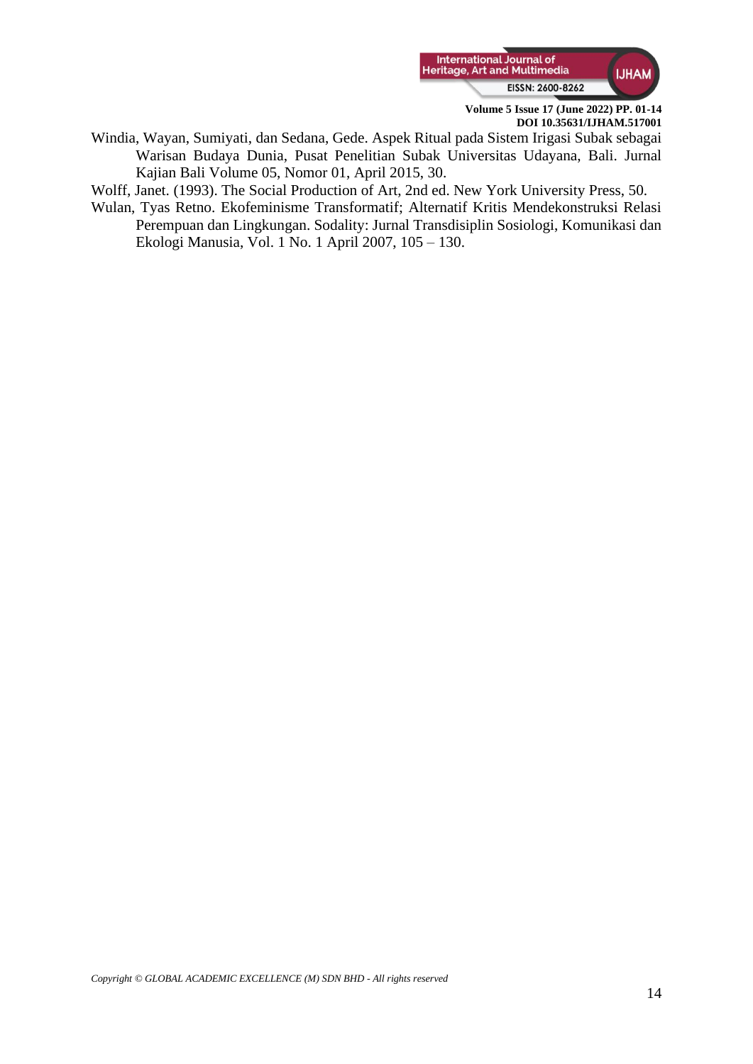Windia, Wayan, Sumiyati, dan Sedana, Gede. Aspek Ritual pada Sistem Irigasi Subak sebagai Warisan Budaya Dunia, Pusat Penelitian Subak Universitas Udayana, Bali. Jurnal Kajian Bali Volume 05, Nomor 01, April 2015, 30.

Wolff, Janet. (1993). The Social Production of Art, 2nd ed. New York University Press, 50.

Wulan, Tyas Retno. Ekofeminisme Transformatif; Alternatif Kritis Mendekonstruksi Relasi Perempuan dan Lingkungan. Sodality: Jurnal Transdisiplin Sosiologi, Komunikasi dan Ekologi Manusia, Vol. 1 No. 1 April 2007, 105 – 130.